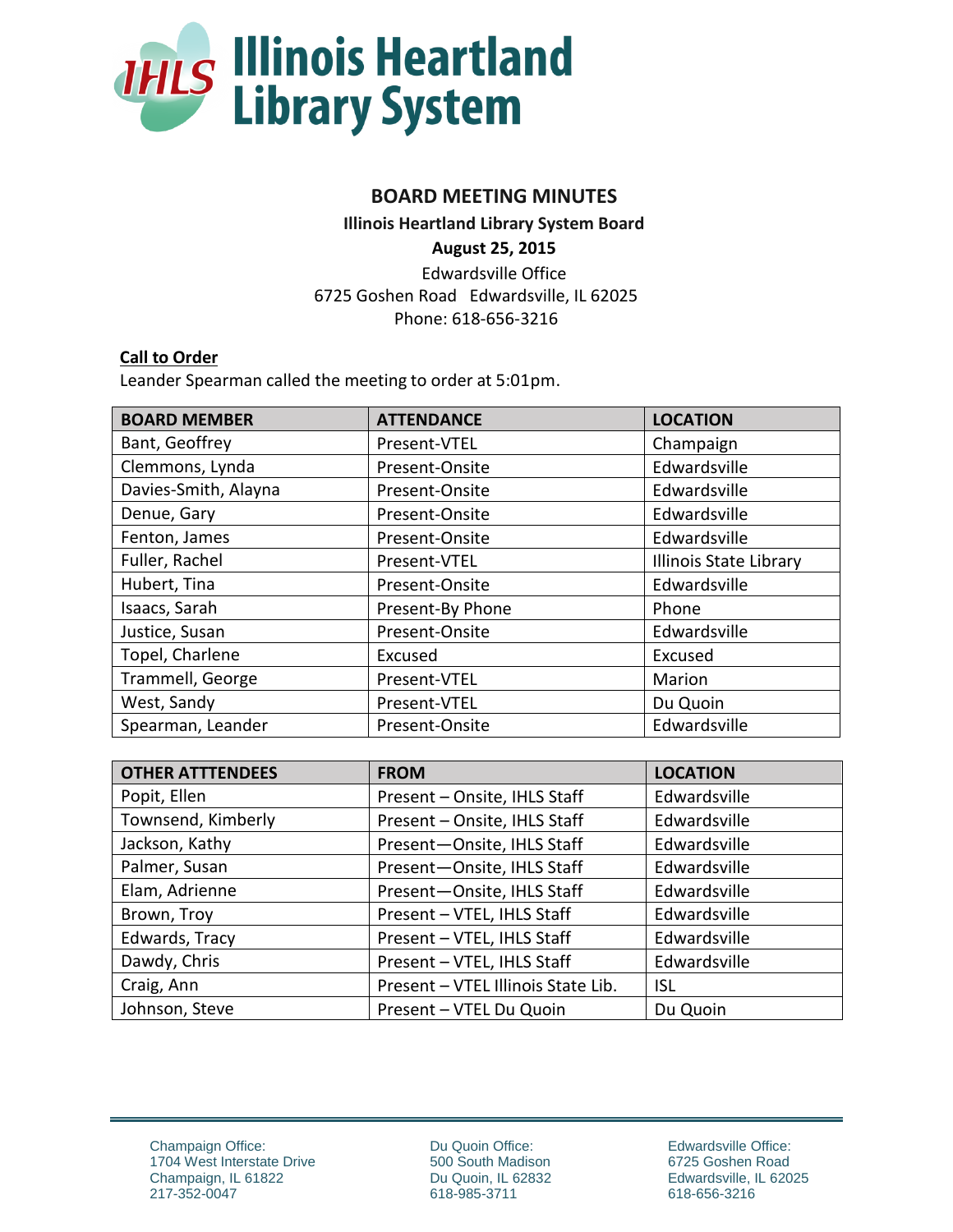# Illinois Heartland Library System

## BOARD MEETING MINUTES

**Illinois Heartland Library System Board**

**August 25, 2015**

Edwardsville Office
6725 Goshen Road Edwardsville, IL 62025
Phone: 618-656-3216

**Call to Order**

Leander Spearman called the meeting to order at 5:01pm.

| BOARD MEMBER | ATTENDANCE | LOCATION |
|---|---|---|
| Bant, Geoffrey | Present-VTEL | Champaign |
| Clemmons, Lynda | Present-Onsite | Edwardsville |
| Davies-Smith, Alayna | Present-Onsite | Edwardsville |
| Denue, Gary | Present-Onsite | Edwardsville |
| Fenton, James | Present-Onsite | Edwardsville |
| Fuller, Rachel | Present-VTEL | Illinois State Library |
| Hubert, Tina | Present-Onsite | Edwardsville |
| Isaacs, Sarah | Present-By Phone | Phone |
| Justice, Susan | Present-Onsite | Edwardsville |
| Topel, Charlene | Excused | Excused |
| Trammell, George | Present-VTEL | Marion |
| West, Sandy | Present-VTEL | Du Quoin |
| Spearman, Leander | Present-Onsite | Edwardsville |

| OTHER ATTTENDEES | FROM | LOCATION |
|---|---|---|
| Popit, Ellen | Present – Onsite, IHLS Staff | Edwardsville |
| Townsend, Kimberly | Present – Onsite, IHLS Staff | Edwardsville |
| Jackson, Kathy | Present—Onsite, IHLS Staff | Edwardsville |
| Palmer, Susan | Present—Onsite, IHLS Staff | Edwardsville |
| Elam, Adrienne | Present—Onsite, IHLS Staff | Edwardsville |
| Brown, Troy | Present – VTEL, IHLS Staff | Edwardsville |
| Edwards, Tracy | Present – VTEL, IHLS Staff | Edwardsville |
| Dawdy, Chris | Present – VTEL, IHLS Staff | Edwardsville |
| Craig, Ann | Present – VTEL Illinois State Lib. | ISL |
| Johnson, Steve | Present – VTEL Du Quoin | Du Quoin |

Champaign Office:
1704 West Interstate Drive
Champaign, IL 61822
217-352-0047

Du Quoin Office:
500 South Madison
Du Quoin, IL 62832
618-985-3711

Edwardsville Office:
6725 Goshen Road
Edwardsville, IL 62025
618-656-3216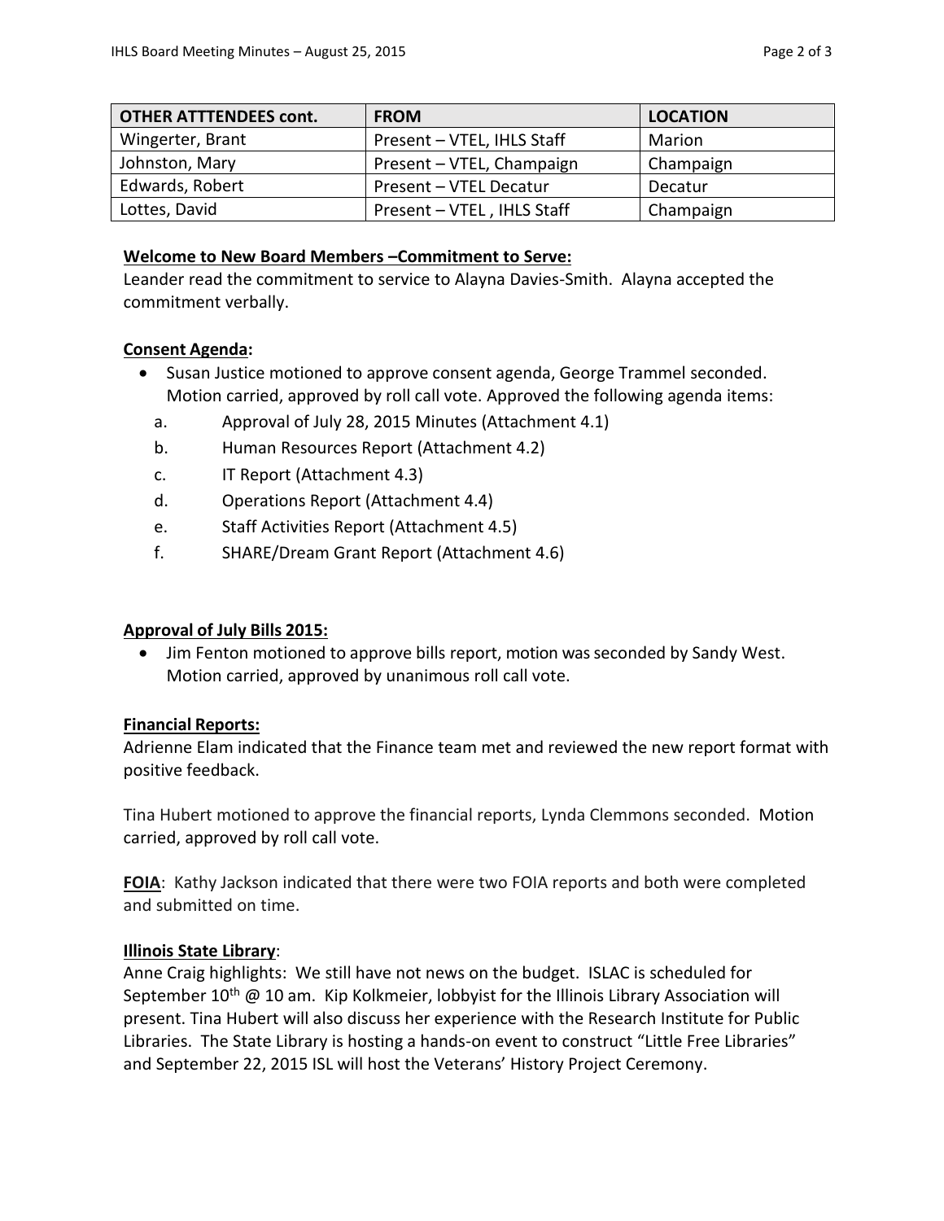| OTHER ATTTENDEES cont. | FROM | LOCATION |
|---|---|---|
| Wingerter, Brant | Present – VTEL, IHLS Staff | Marion |
| Johnston, Mary | Present – VTEL, Champaign | Champaign |
| Edwards, Robert | Present – VTEL Decatur | Decatur |
| Lottes, David | Present – VTEL , IHLS Staff | Champaign |

**Welcome to New Board Members –Commitment to Serve:**

Leander read the commitment to service to Alayna Davies-Smith. Alayna accepted the commitment verbally.

**Consent Agenda:**

- Susan Justice motioned to approve consent agenda, George Trammel seconded. Motion carried, approved by roll call vote. Approved the following agenda items:
  - a. Approval of July 28, 2015 Minutes (Attachment 4.1)
  - b. Human Resources Report (Attachment 4.2)
  - c. IT Report (Attachment 4.3)
  - d. Operations Report (Attachment 4.4)
  - e. Staff Activities Report (Attachment 4.5)
  - f. SHARE/Dream Grant Report (Attachment 4.6)

**Approval of July Bills 2015:**

- Jim Fenton motioned to approve bills report, motion was seconded by Sandy West. Motion carried, approved by unanimous roll call vote.

**Financial Reports:**

Adrienne Elam indicated that the Finance team met and reviewed the new report format with positive feedback.

Tina Hubert motioned to approve the financial reports, Lynda Clemmons seconded. Motion carried, approved by roll call vote.

**FOIA**: Kathy Jackson indicated that there were two FOIA reports and both were completed and submitted on time.

**Illinois State Library**:

Anne Craig highlights: We still have not news on the budget. ISLAC is scheduled for September 10th @ 10 am. Kip Kolkmeier, lobbyist for the Illinois Library Association will present. Tina Hubert will also discuss her experience with the Research Institute for Public Libraries. The State Library is hosting a hands-on event to construct "Little Free Libraries" and September 22, 2015 ISL will host the Veterans' History Project Ceremony.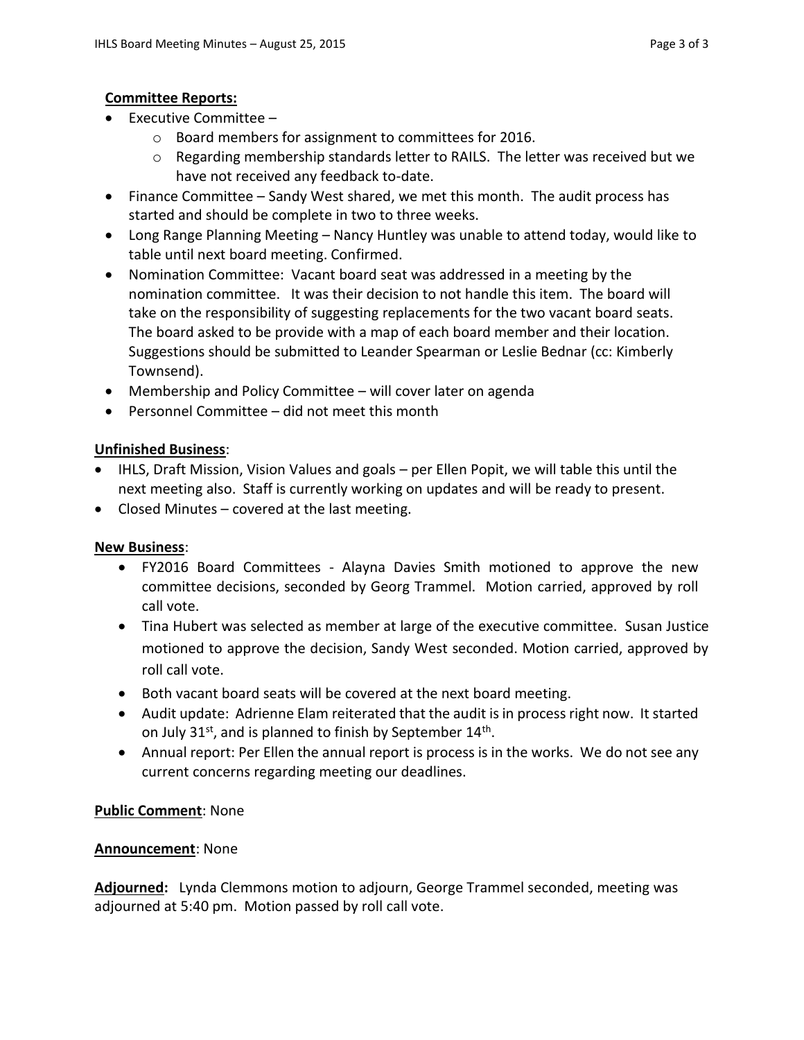**Committee Reports:**

- Executive Committee –
  - Board members for assignment to committees for 2016.
  - Regarding membership standards letter to RAILS. The letter was received but we have not received any feedback to-date.
- Finance Committee – Sandy West shared, we met this month. The audit process has started and should be complete in two to three weeks.
- Long Range Planning Meeting – Nancy Huntley was unable to attend today, would like to table until next board meeting. Confirmed.
- Nomination Committee: Vacant board seat was addressed in a meeting by the nomination committee. It was their decision to not handle this item. The board will take on the responsibility of suggesting replacements for the two vacant board seats. The board asked to be provide with a map of each board member and their location. Suggestions should be submitted to Leander Spearman or Leslie Bednar (cc: Kimberly Townsend).
- Membership and Policy Committee – will cover later on agenda
- Personnel Committee – did not meet this month

**Unfinished Business**:

- IHLS, Draft Mission, Vision Values and goals – per Ellen Popit, we will table this until the next meeting also. Staff is currently working on updates and will be ready to present.
- Closed Minutes – covered at the last meeting.

**New Business**:

- FY2016 Board Committees - Alayna Davies Smith motioned to approve the new committee decisions, seconded by Georg Trammel. Motion carried, approved by roll call vote.
- Tina Hubert was selected as member at large of the executive committee. Susan Justice motioned to approve the decision, Sandy West seconded. Motion carried, approved by roll call vote.
- Both vacant board seats will be covered at the next board meeting.
- Audit update: Adrienne Elam reiterated that the audit is in process right now. It started on July 31st, and is planned to finish by September 14th.
- Annual report: Per Ellen the annual report is process is in the works. We do not see any current concerns regarding meeting our deadlines.

**Public Comment**: None

**Announcement**: None

**Adjourned:** Lynda Clemmons motion to adjourn, George Trammel seconded, meeting was adjourned at 5:40 pm. Motion passed by roll call vote.